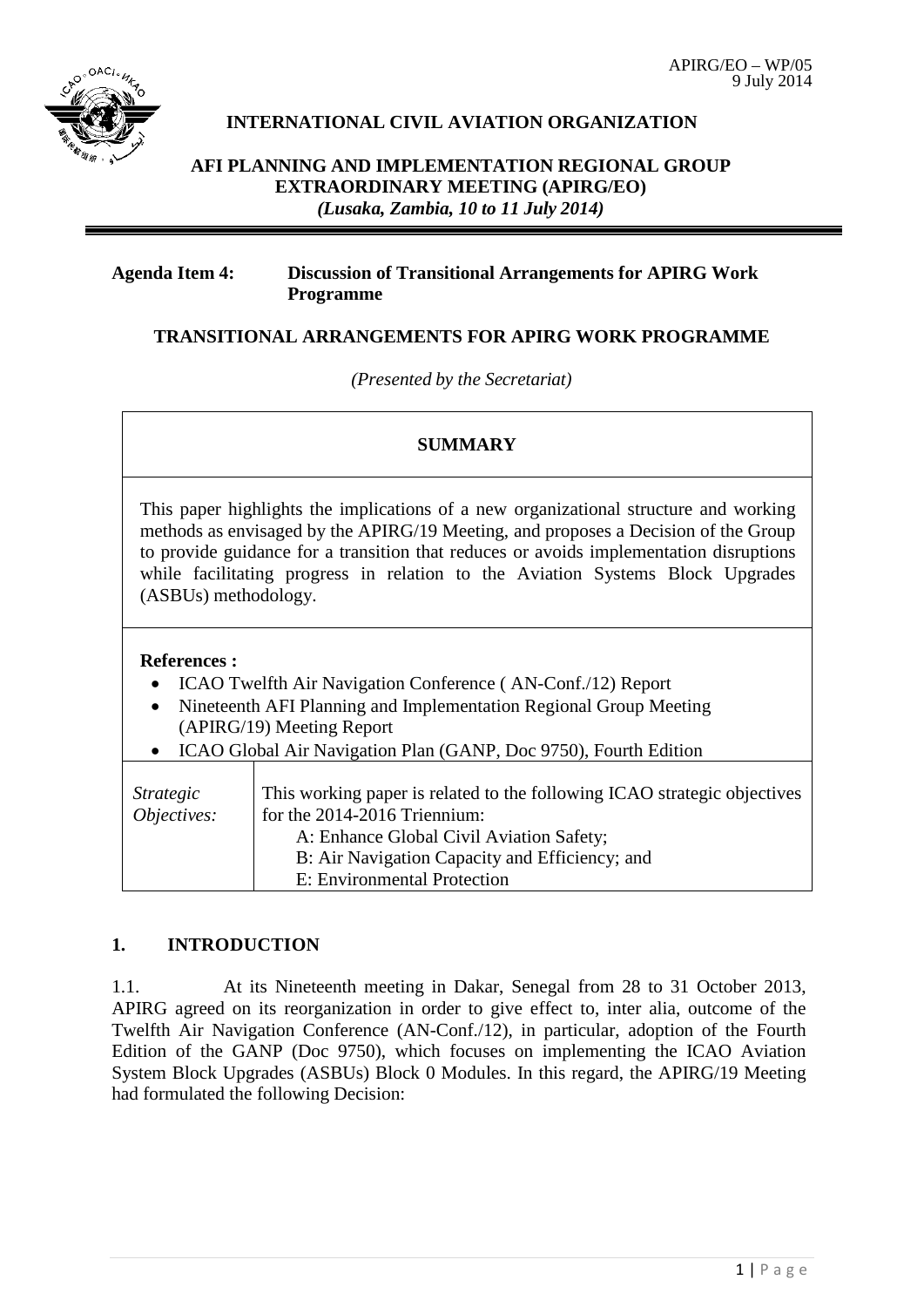APIRG/EO – WP/05
9 July 2014

**INTERNATIONAL CIVIL AVIATION ORGANIZATION**

**AFI PLANNING AND IMPLEMENTATION REGIONAL GROUP EXTRAORDINARY MEETING (APIRG/EO)**
***(Lusaka, Zambia, 10 to 11 July 2014)***

**Agenda Item 4: Discussion of Transitional Arrangements for APIRG Work Programme**

**TRANSITIONAL ARRANGEMENTS FOR APIRG WORK PROGRAMME**

*(Presented by the Secretariat)*

| **SUMMARY** | |
|---|---|
| This paper highlights the implications of a new organizational structure and working methods as envisaged by the APIRG/19 Meeting, and proposes a Decision of the Group to provide guidance for a transition that reduces or avoids implementation disruptions while facilitating progress in relation to the Aviation Systems Block Upgrades (ASBUs) methodology. | |
| **References :** <br>• ICAO Twelfth Air Navigation Conference ( AN-Conf./12) Report <br>• Nineteenth AFI Planning and Implementation Regional Group Meeting (APIRG/19) Meeting Report <br>• ICAO Global Air Navigation Plan (GANP, Doc 9750), Fourth Edition | |
| *Strategic Objectives:* | This working paper is related to the following ICAO strategic objectives for the 2014-2016 Triennium: <br>A: Enhance Global Civil Aviation Safety; <br>B: Air Navigation Capacity and Efficiency; and <br>E: Environmental Protection |

## 1. INTRODUCTION

1.1. At its Nineteenth meeting in Dakar, Senegal from 28 to 31 October 2013, APIRG agreed on its reorganization in order to give effect to, inter alia, outcome of the Twelfth Air Navigation Conference (AN-Conf./12), in particular, adoption of the Fourth Edition of the GANP (Doc 9750), which focuses on implementing the ICAO Aviation System Block Upgrades (ASBUs) Block 0 Modules. In this regard, the APIRG/19 Meeting had formulated the following Decision: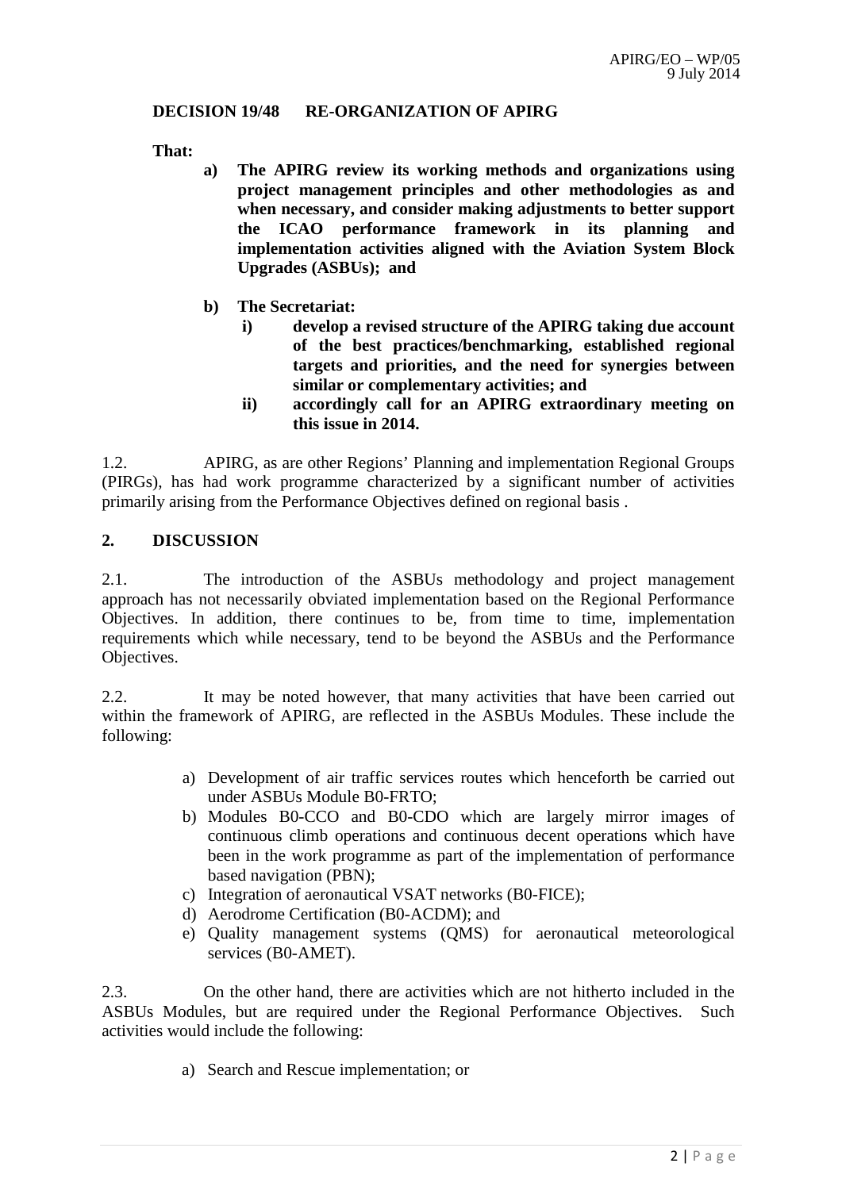**DECISION 19/48 RE-ORGANIZATION OF APIRG**

**That:**

**a) The APIRG review its working methods and organizations using project management principles and other methodologies as and when necessary, and consider making adjustments to better support the ICAO performance framework in its planning and implementation activities aligned with the Aviation System Block Upgrades (ASBUs); and**

**b) The Secretariat:**

**i) develop a revised structure of the APIRG taking due account of the best practices/benchmarking, established regional targets and priorities, and the need for synergies between similar or complementary activities; and**

**ii) accordingly call for an APIRG extraordinary meeting on this issue in 2014.**

1.2. APIRG, as are other Regions' Planning and implementation Regional Groups (PIRGs), has had work programme characterized by a significant number of activities primarily arising from the Performance Objectives defined on regional basis .

## 2. DISCUSSION

2.1. The introduction of the ASBUs methodology and project management approach has not necessarily obviated implementation based on the Regional Performance Objectives. In addition, there continues to be, from time to time, implementation requirements which while necessary, tend to be beyond the ASBUs and the Performance Objectives.

2.2. It may be noted however, that many activities that have been carried out within the framework of APIRG, are reflected in the ASBUs Modules. These include the following:

a) Development of air traffic services routes which henceforth be carried out under ASBUs Module B0-FRTO;
b) Modules B0-CCO and B0-CDO which are largely mirror images of continuous climb operations and continuous decent operations which have been in the work programme as part of the implementation of performance based navigation (PBN);
c) Integration of aeronautical VSAT networks (B0-FICE);
d) Aerodrome Certification (B0-ACDM); and
e) Quality management systems (QMS) for aeronautical meteorological services (B0-AMET).

2.3. On the other hand, there are activities which are not hitherto included in the ASBUs Modules, but are required under the Regional Performance Objectives. Such activities would include the following:

a) Search and Rescue implementation; or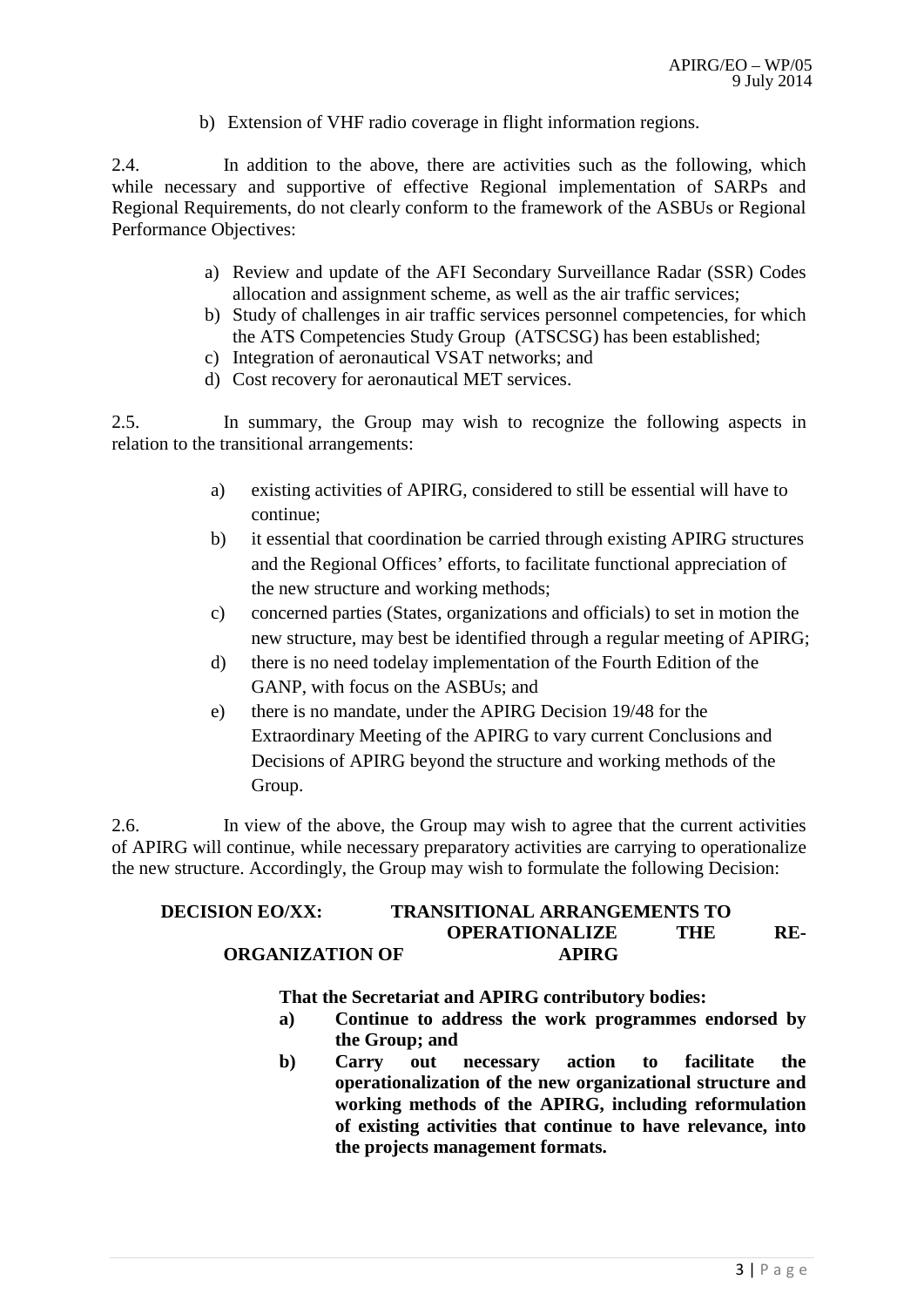b) Extension of VHF radio coverage in flight information regions.

2.4. In addition to the above, there are activities such as the following, which while necessary and supportive of effective Regional implementation of SARPs and Regional Requirements, do not clearly conform to the framework of the ASBUs or Regional Performance Objectives:

a) Review and update of the AFI Secondary Surveillance Radar (SSR) Codes allocation and assignment scheme, as well as the air traffic services;
b) Study of challenges in air traffic services personnel competencies, for which the ATS Competencies Study Group (ATSCSG) has been established;
c) Integration of aeronautical VSAT networks; and
d) Cost recovery for aeronautical MET services.

2.5. In summary, the Group may wish to recognize the following aspects in relation to the transitional arrangements:

a) existing activities of APIRG, considered to still be essential will have to continue;
b) it essential that coordination be carried through existing APIRG structures and the Regional Offices' efforts, to facilitate functional appreciation of the new structure and working methods;
c) concerned parties (States, organizations and officials) to set in motion the new structure, may best be identified through a regular meeting of APIRG;
d) there is no need todelay implementation of the Fourth Edition of the GANP, with focus on the ASBUs; and
e) there is no mandate, under the APIRG Decision 19/48 for the Extraordinary Meeting of the APIRG to vary current Conclusions and Decisions of APIRG beyond the structure and working methods of the Group.

2.6. In view of the above, the Group may wish to agree that the current activities of APIRG will continue, while necessary preparatory activities are carrying to operationalize the new structure. Accordingly, the Group may wish to formulate the following Decision:

**DECISION EO/XX: TRANSITIONAL ARRANGEMENTS TO OPERATIONALIZE THE RE-ORGANIZATION OF APIRG**

**That the Secretariat and APIRG contributory bodies:**

**a) Continue to address the work programmes endorsed by the Group; and**

**b) Carry out necessary action to facilitate the operationalization of the new organizational structure and working methods of the APIRG, including reformulation of existing activities that continue to have relevance, into the projects management formats.**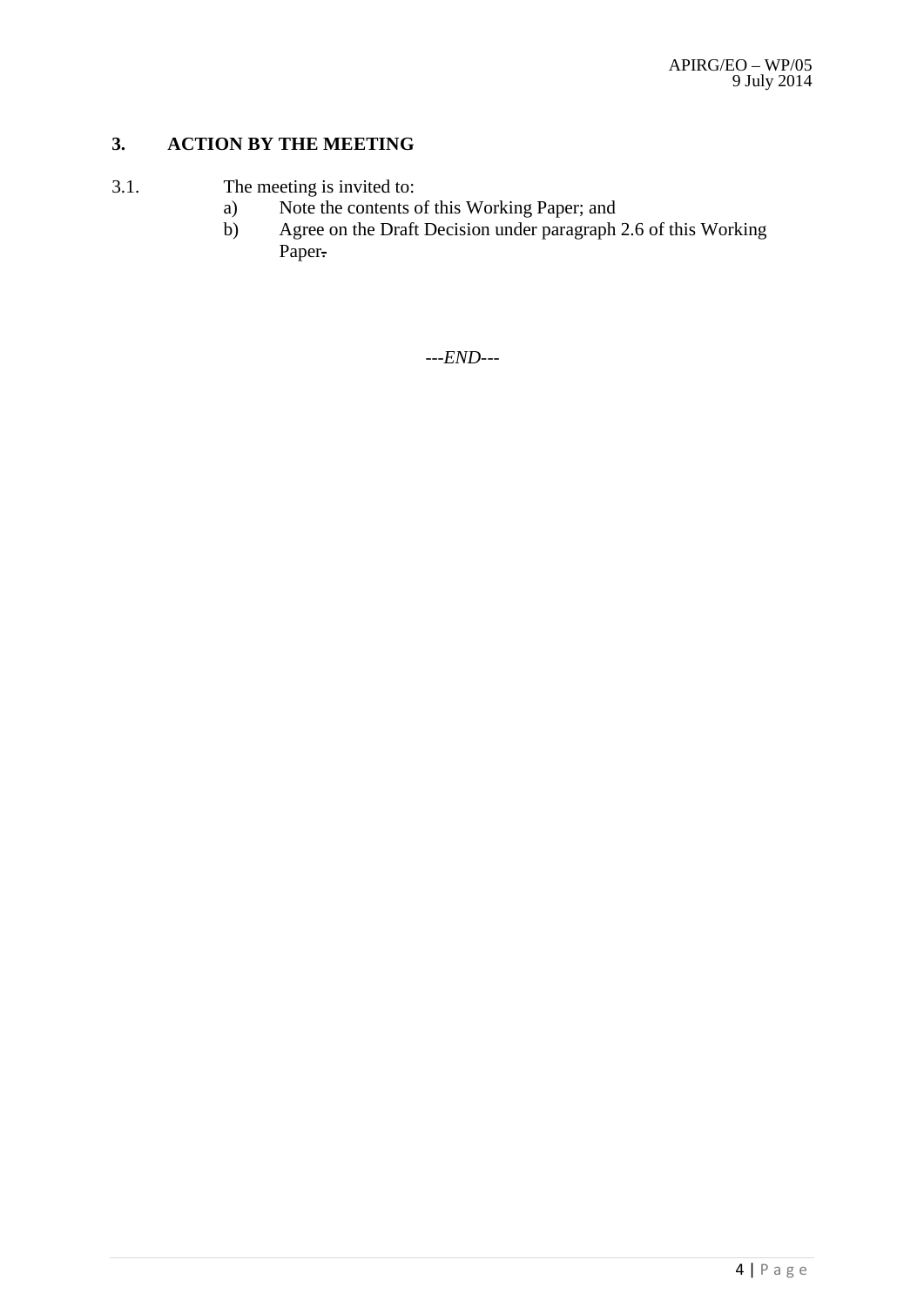## 3. ACTION BY THE MEETING

3.1. The meeting is invited to:

a) Note the contents of this Working Paper; and

b) Agree on the Draft Decision under paragraph 2.6 of this Working Paper.

*---END---*